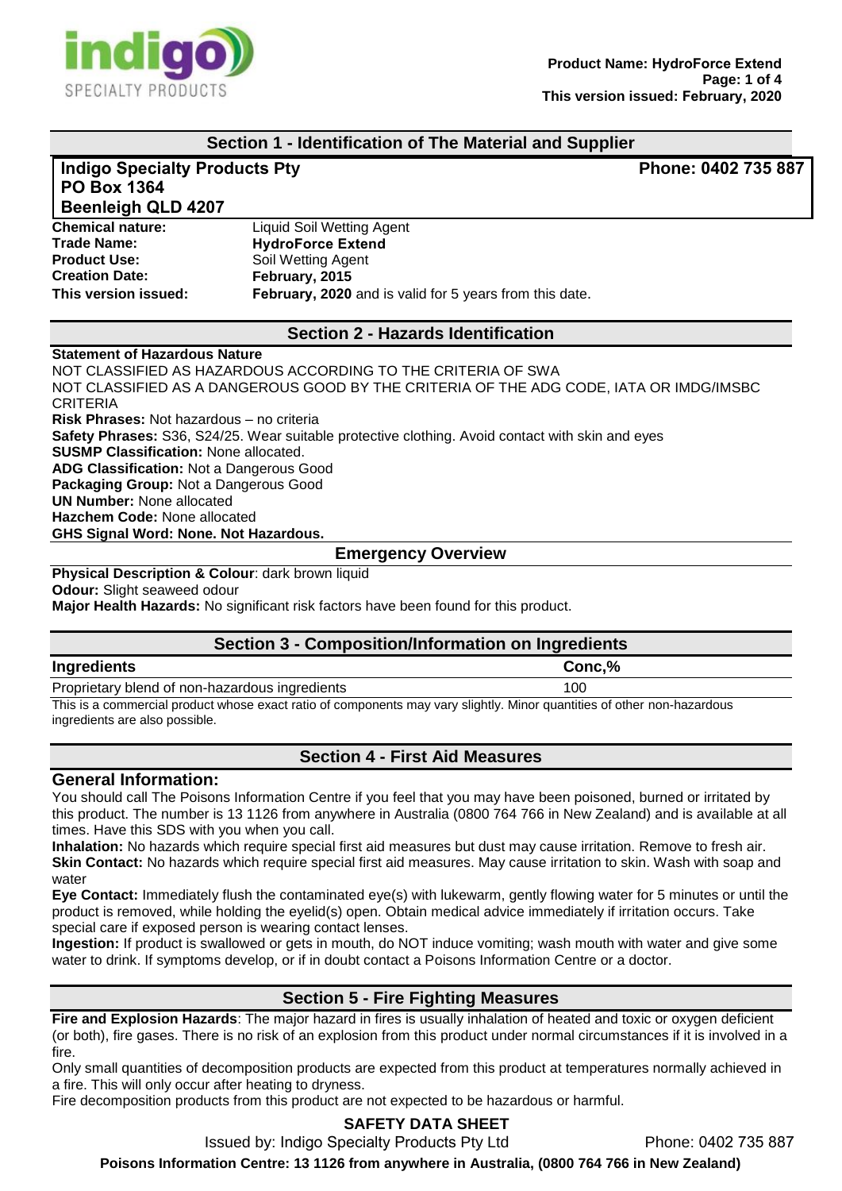## Section 1 - Identification of The Material and Supplier

**Indigo Specialty Products Pty**
**PO Box 1364**
**Beenleigh QLD 4207**

**Phone: 0402 735 887**

**Chemical nature:** Liquid Soil Wetting Agent
**Trade Name:** **HydroForce Extend**
**Product Use:** Soil Wetting Agent
**Creation Date:** **February, 2015**
**This version issued:** **February, 2020** and is valid for 5 years from this date.

## Section 2 - Hazards Identification

**Statement of Hazardous Nature**
NOT CLASSIFIED AS HAZARDOUS ACCORDING TO THE CRITERIA OF SWA
NOT CLASSIFIED AS A DANGEROUS GOOD BY THE CRITERIA OF THE ADG CODE, IATA OR IMDG/IMSBC CRITERIA
**Risk Phrases:** Not hazardous – no criteria
**Safety Phrases:** S36, S24/25. Wear suitable protective clothing. Avoid contact with skin and eyes
**SUSMP Classification:** None allocated.
**ADG Classification:** Not a Dangerous Good
**Packaging Group:** Not a Dangerous Good
**UN Number:** None allocated
**Hazchem Code:** None allocated
**GHS Signal Word: None. Not Hazardous.**

### Emergency Overview

**Physical Description & Colour**: dark brown liquid
**Odour:** Slight seaweed odour
**Major Health Hazards:** No significant risk factors have been found for this product.

## Section 3 - Composition/Information on Ingredients

| Ingredients | Conc,% |
|---|---|
| Proprietary blend of non-hazardous ingredients | 100 |

This is a commercial product whose exact ratio of components may vary slightly. Minor quantities of other non-hazardous ingredients are also possible.

## Section 4 - First Aid Measures

### General Information:

You should call The Poisons Information Centre if you feel that you may have been poisoned, burned or irritated by this product. The number is 13 1126 from anywhere in Australia (0800 764 766 in New Zealand) and is available at all times. Have this SDS with you when you call.
**Inhalation:** No hazards which require special first aid measures but dust may cause irritation. Remove to fresh air.
**Skin Contact:** No hazards which require special first aid measures. May cause irritation to skin. Wash with soap and water
**Eye Contact:** Immediately flush the contaminated eye(s) with lukewarm, gently flowing water for 5 minutes or until the product is removed, while holding the eyelid(s) open. Obtain medical advice immediately if irritation occurs. Take special care if exposed person is wearing contact lenses.
**Ingestion:** If product is swallowed or gets in mouth, do NOT induce vomiting; wash mouth with water and give some water to drink. If symptoms develop, or if in doubt contact a Poisons Information Centre or a doctor.

## Section 5 - Fire Fighting Measures

**Fire and Explosion Hazards**: The major hazard in fires is usually inhalation of heated and toxic or oxygen deficient (or both), fire gases. There is no risk of an explosion from this product under normal circumstances if it is involved in a fire.
Only small quantities of decomposition products are expected from this product at temperatures normally achieved in a fire. This will only occur after heating to dryness.
Fire decomposition products from this product are not expected to be hazardous or harmful.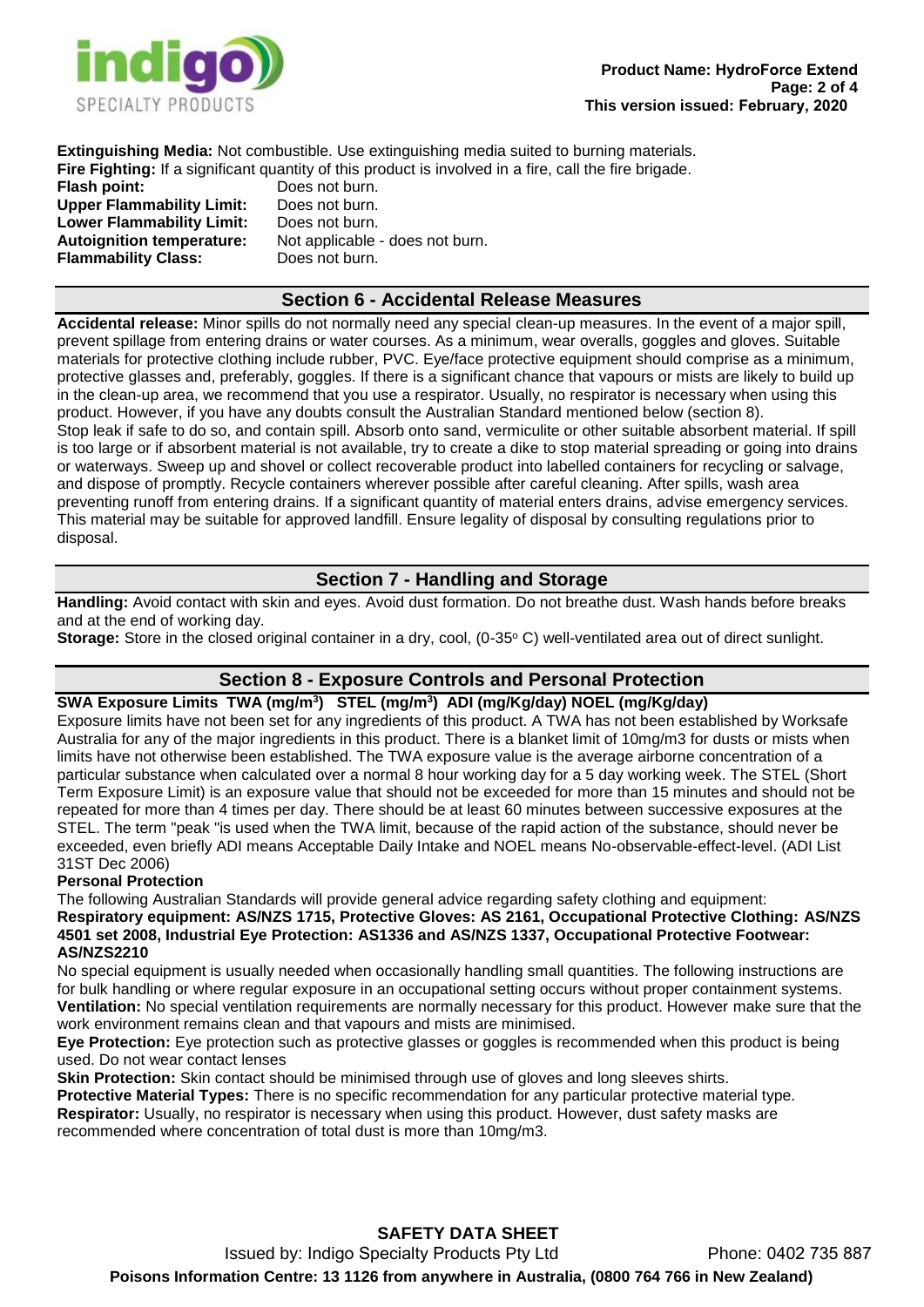**Extinguishing Media:** Not combustible. Use extinguishing media suited to burning materials.
**Fire Fighting:** If a significant quantity of this product is involved in a fire, call the fire brigade.

| | |
|---|---|
| **Flash point:** | Does not burn. |
| **Upper Flammability Limit:** | Does not burn. |
| **Lower Flammability Limit:** | Does not burn. |
| **Autoignition temperature:** | Not applicable - does not burn. |
| **Flammability Class:** | Does not burn. |

## Section 6 - Accidental Release Measures

**Accidental release:** Minor spills do not normally need any special clean-up measures. In the event of a major spill, prevent spillage from entering drains or water courses. As a minimum, wear overalls, goggles and gloves. Suitable materials for protective clothing include rubber, PVC. Eye/face protective equipment should comprise as a minimum, protective glasses and, preferably, goggles. If there is a significant chance that vapours or mists are likely to build up in the clean-up area, we recommend that you use a respirator. Usually, no respirator is necessary when using this product. However, if you have any doubts consult the Australian Standard mentioned below (section 8).
Stop leak if safe to do so, and contain spill. Absorb onto sand, vermiculite or other suitable absorbent material. If spill is too large or if absorbent material is not available, try to create a dike to stop material spreading or going into drains or waterways. Sweep up and shovel or collect recoverable product into labelled containers for recycling or salvage, and dispose of promptly. Recycle containers wherever possible after careful cleaning. After spills, wash area preventing runoff from entering drains. If a significant quantity of material enters drains, advise emergency services. This material may be suitable for approved landfill. Ensure legality of disposal by consulting regulations prior to disposal.

## Section 7 - Handling and Storage

**Handling:** Avoid contact with skin and eyes. Avoid dust formation. Do not breathe dust. Wash hands before breaks and at the end of working day.
**Storage:** Store in the closed original container in a dry, cool, (0-35° C) well-ventilated area out of direct sunlight.

## Section 8 - Exposure Controls and Personal Protection

**SWA Exposure Limits TWA (mg/m$^3$) STEL (mg/m$^3$) ADI (mg/Kg/day) NOEL (mg/Kg/day)**

Exposure limits have not been set for any ingredients of this product. A TWA has not been established by Worksafe Australia for any of the major ingredients in this product. There is a blanket limit of 10mg/m3 for dusts or mists when limits have not otherwise been established. The TWA exposure value is the average airborne concentration of a particular substance when calculated over a normal 8 hour working day for a 5 day working week. The STEL (Short Term Exposure Limit) is an exposure value that should not be exceeded for more than 15 minutes and should not be repeated for more than 4 times per day. There should be at least 60 minutes between successive exposures at the STEL. The term "peak "is used when the TWA limit, because of the rapid action of the substance, should never be exceeded, even briefly ADI means Acceptable Daily Intake and NOEL means No-observable-effect-level. (ADI List 31ST Dec 2006)

**Personal Protection**

The following Australian Standards will provide general advice regarding safety clothing and equipment:
**Respiratory equipment: AS/NZS 1715, Protective Gloves: AS 2161, Occupational Protective Clothing: AS/NZS 4501 set 2008, Industrial Eye Protection: AS1336 and AS/NZS 1337, Occupational Protective Footwear: AS/NZS2210**

No special equipment is usually needed when occasionally handling small quantities. The following instructions are for bulk handling or where regular exposure in an occupational setting occurs without proper containment systems.
**Ventilation:** No special ventilation requirements are normally necessary for this product. However make sure that the work environment remains clean and that vapours and mists are minimised.
**Eye Protection:** Eye protection such as protective glasses or goggles is recommended when this product is being used. Do not wear contact lenses
**Skin Protection:** Skin contact should be minimised through use of gloves and long sleeves shirts.
**Protective Material Types:** There is no specific recommendation for any particular protective material type.
**Respirator:** Usually, no respirator is necessary when using this product. However, dust safety masks are recommended where concentration of total dust is more than 10mg/m3.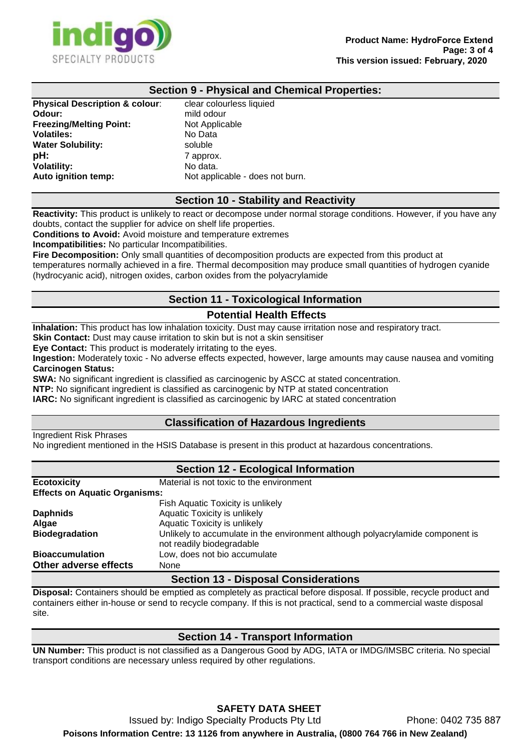## Section 9 - Physical and Chemical Properties:

| | |
|---|---|
| **Physical Description & colour**: | clear colourless liquied |
| **Odour:** | mild odour |
| **Freezing/Melting Point:** | Not Applicable |
| **Volatiles:** | No Data |
| **Water Solubility:** | soluble |
| **pH:** | 7 approx. |
| **Volatility:** | No data. |
| **Auto ignition temp:** | Not applicable - does not burn. |

## Section 10 - Stability and Reactivity

**Reactivity:** This product is unlikely to react or decompose under normal storage conditions. However, if you have any doubts, contact the supplier for advice on shelf life properties.

**Conditions to Avoid:** Avoid moisture and temperature extremes

**Incompatibilities:** No particular Incompatibilities.

**Fire Decomposition:** Only small quantities of decomposition products are expected from this product at temperatures normally achieved in a fire. Thermal decomposition may produce small quantities of hydrogen cyanide (hydrocyanic acid), nitrogen oxides, carbon oxides from the polyacrylamide

## Section 11 - Toxicological Information

### Potential Health Effects

**Inhalation:** This product has low inhalation toxicity. Dust may cause irritation nose and respiratory tract.

**Skin Contact:** Dust may cause irritation to skin but is not a skin sensitiser

**Eye Contact:** This product is moderately irritating to the eyes.

**Ingestion:** Moderately toxic - No adverse effects expected, however, large amounts may cause nausea and vomiting

**Carcinogen Status:**

**SWA:** No significant ingredient is classified as carcinogenic by ASCC at stated concentration.

**NTP:** No significant ingredient is classified as carcinogenic by NTP at stated concentration

**IARC:** No significant ingredient is classified as carcinogenic by IARC at stated concentration

## Classification of Hazardous Ingredients

Ingredient Risk Phrases

No ingredient mentioned in the HSIS Database is present in this product at hazardous concentrations.

## Section 12 - Ecological Information

| | |
|---|---|
| **Ecotoxicity** | Material is not toxic to the environment |
| **Effects on Aquatic Organisms:** | |
| | Fish Aquatic Toxicity is unlikely |
| **Daphnids** | Aquatic Toxicity is unlikely |
| **Algae** | Aquatic Toxicity is unlikely |
| **Biodegradation** | Unlikely to accumulate in the environment although polyacrylamide component is not readily biodegradable |
| **Bioaccumulation** | Low, does not bio accumulate |
| **Other adverse effects** | None |

## Section 13 - Disposal Considerations

**Disposal:** Containers should be emptied as completely as practical before disposal. If possible, recycle product and containers either in-house or send to recycle company. If this is not practical, send to a commercial waste disposal site.

## Section 14 - Transport Information

**UN Number:** This product is not classified as a Dangerous Good by ADG, IATA or IMDG/IMSBC criteria. No special transport conditions are necessary unless required by other regulations.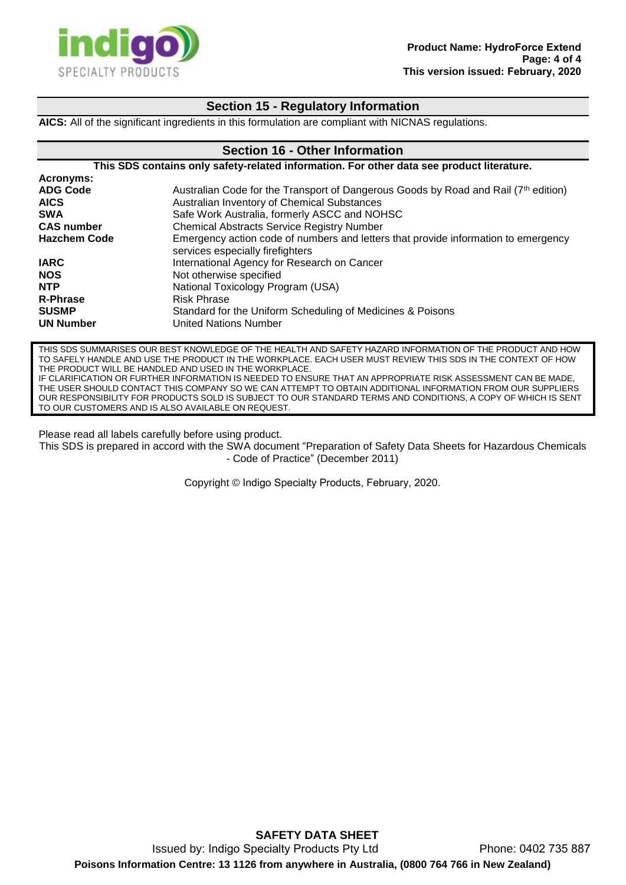## Section 15 - Regulatory Information

**AICS:** All of the significant ingredients in this formulation are compliant with NICNAS regulations.

## Section 16 - Other Information

**This SDS contains only safety-related information. For other data see product literature.**

**Acronyms:**

| | |
|---|---|
| **ADG Code** | Australian Code for the Transport of Dangerous Goods by Road and Rail (7th edition) |
| **AICS** | Australian Inventory of Chemical Substances |
| **SWA** | Safe Work Australia, formerly ASCC and NOHSC |
| **CAS number** | Chemical Abstracts Service Registry Number |
| **Hazchem Code** | Emergency action code of numbers and letters that provide information to emergency services especially firefighters |
| **IARC** | International Agency for Research on Cancer |
| **NOS** | Not otherwise specified |
| **NTP** | National Toxicology Program (USA) |
| **R-Phrase** | Risk Phrase |
| **SUSMP** | Standard for the Uniform Scheduling of Medicines & Poisons |
| **UN Number** | United Nations Number |

THIS SDS SUMMARISES OUR BEST KNOWLEDGE OF THE HEALTH AND SAFETY HAZARD INFORMATION OF THE PRODUCT AND HOW TO SAFELY HANDLE AND USE THE PRODUCT IN THE WORKPLACE. EACH USER MUST REVIEW THIS SDS IN THE CONTEXT OF HOW THE PRODUCT WILL BE HANDLED AND USED IN THE WORKPLACE.
IF CLARIFICATION OR FURTHER INFORMATION IS NEEDED TO ENSURE THAT AN APPROPRIATE RISK ASSESSMENT CAN BE MADE, THE USER SHOULD CONTACT THIS COMPANY SO WE CAN ATTEMPT TO OBTAIN ADDITIONAL INFORMATION FROM OUR SUPPLIERS OUR RESPONSIBILITY FOR PRODUCTS SOLD IS SUBJECT TO OUR STANDARD TERMS AND CONDITIONS, A COPY OF WHICH IS SENT TO OUR CUSTOMERS AND IS ALSO AVAILABLE ON REQUEST.

Please read all labels carefully before using product.

This SDS is prepared in accord with the SWA document "Preparation of Safety Data Sheets for Hazardous Chemicals - Code of Practice" (December 2011)

Copyright © Indigo Specialty Products, February, 2020.